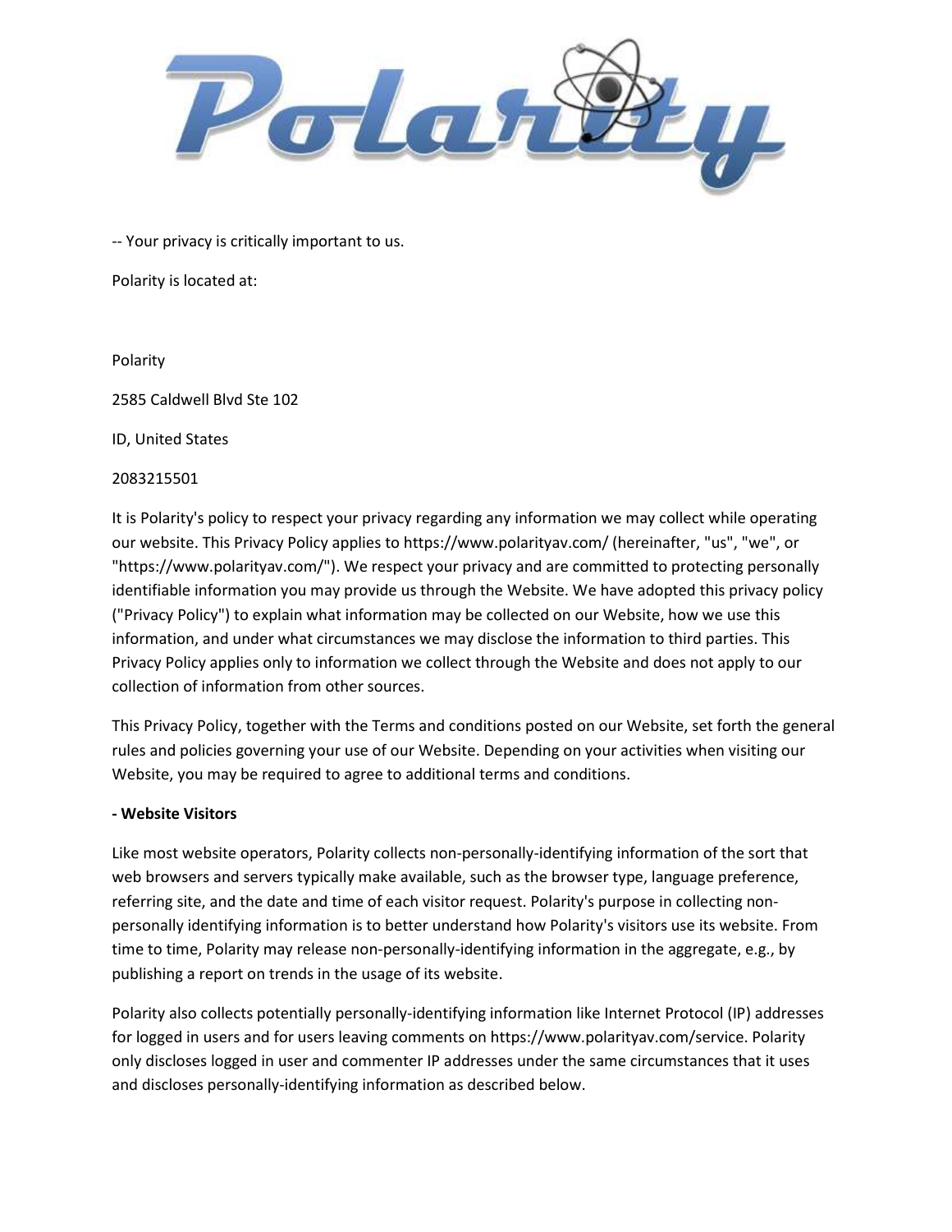-- Your privacy is critically important to us.

Polarity is located at:

Polarity

2585 Caldwell Blvd Ste 102

ID, United States

2083215501

It is Polarity's policy to respect your privacy regarding any information we may collect while operating our website. This Privacy Policy applies to https://www.polarityav.com/ (hereinafter, "us", "we", or "https://www.polarityav.com/"). We respect your privacy and are committed to protecting personally identifiable information you may provide us through the Website. We have adopted this privacy policy ("Privacy Policy") to explain what information may be collected on our Website, how we use this information, and under what circumstances we may disclose the information to third parties. This Privacy Policy applies only to information we collect through the Website and does not apply to our collection of information from other sources.

This Privacy Policy, together with the Terms and conditions posted on our Website, set forth the general rules and policies governing your use of our Website. Depending on your activities when visiting our Website, you may be required to agree to additional terms and conditions.

**- Website Visitors**

Like most website operators, Polarity collects non-personally-identifying information of the sort that web browsers and servers typically make available, such as the browser type, language preference, referring site, and the date and time of each visitor request. Polarity's purpose in collecting non-personally identifying information is to better understand how Polarity's visitors use its website. From time to time, Polarity may release non-personally-identifying information in the aggregate, e.g., by publishing a report on trends in the usage of its website.

Polarity also collects potentially personally-identifying information like Internet Protocol (IP) addresses for logged in users and for users leaving comments on https://www.polarityav.com/service. Polarity only discloses logged in user and commenter IP addresses under the same circumstances that it uses and discloses personally-identifying information as described below.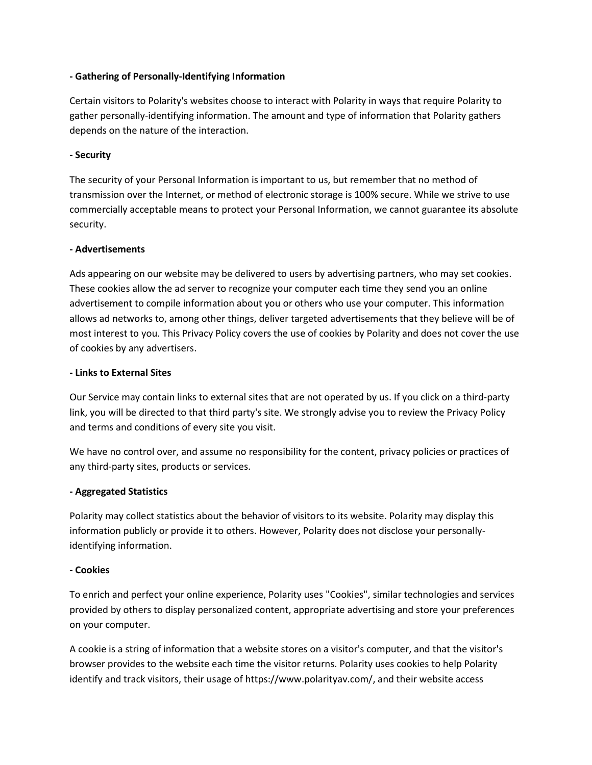**- Gathering of Personally-Identifying Information**

Certain visitors to Polarity's websites choose to interact with Polarity in ways that require Polarity to gather personally-identifying information. The amount and type of information that Polarity gathers depends on the nature of the interaction.

**- Security**

The security of your Personal Information is important to us, but remember that no method of transmission over the Internet, or method of electronic storage is 100% secure. While we strive to use commercially acceptable means to protect your Personal Information, we cannot guarantee its absolute security.

**- Advertisements**

Ads appearing on our website may be delivered to users by advertising partners, who may set cookies. These cookies allow the ad server to recognize your computer each time they send you an online advertisement to compile information about you or others who use your computer. This information allows ad networks to, among other things, deliver targeted advertisements that they believe will be of most interest to you. This Privacy Policy covers the use of cookies by Polarity and does not cover the use of cookies by any advertisers.

**- Links to External Sites**

Our Service may contain links to external sites that are not operated by us. If you click on a third-party link, you will be directed to that third party's site. We strongly advise you to review the Privacy Policy and terms and conditions of every site you visit.

We have no control over, and assume no responsibility for the content, privacy policies or practices of any third-party sites, products or services.

**- Aggregated Statistics**

Polarity may collect statistics about the behavior of visitors to its website. Polarity may display this information publicly or provide it to others. However, Polarity does not disclose your personally-identifying information.

**- Cookies**

To enrich and perfect your online experience, Polarity uses "Cookies", similar technologies and services provided by others to display personalized content, appropriate advertising and store your preferences on your computer.

A cookie is a string of information that a website stores on a visitor's computer, and that the visitor's browser provides to the website each time the visitor returns. Polarity uses cookies to help Polarity identify and track visitors, their usage of https://www.polarityav.com/, and their website access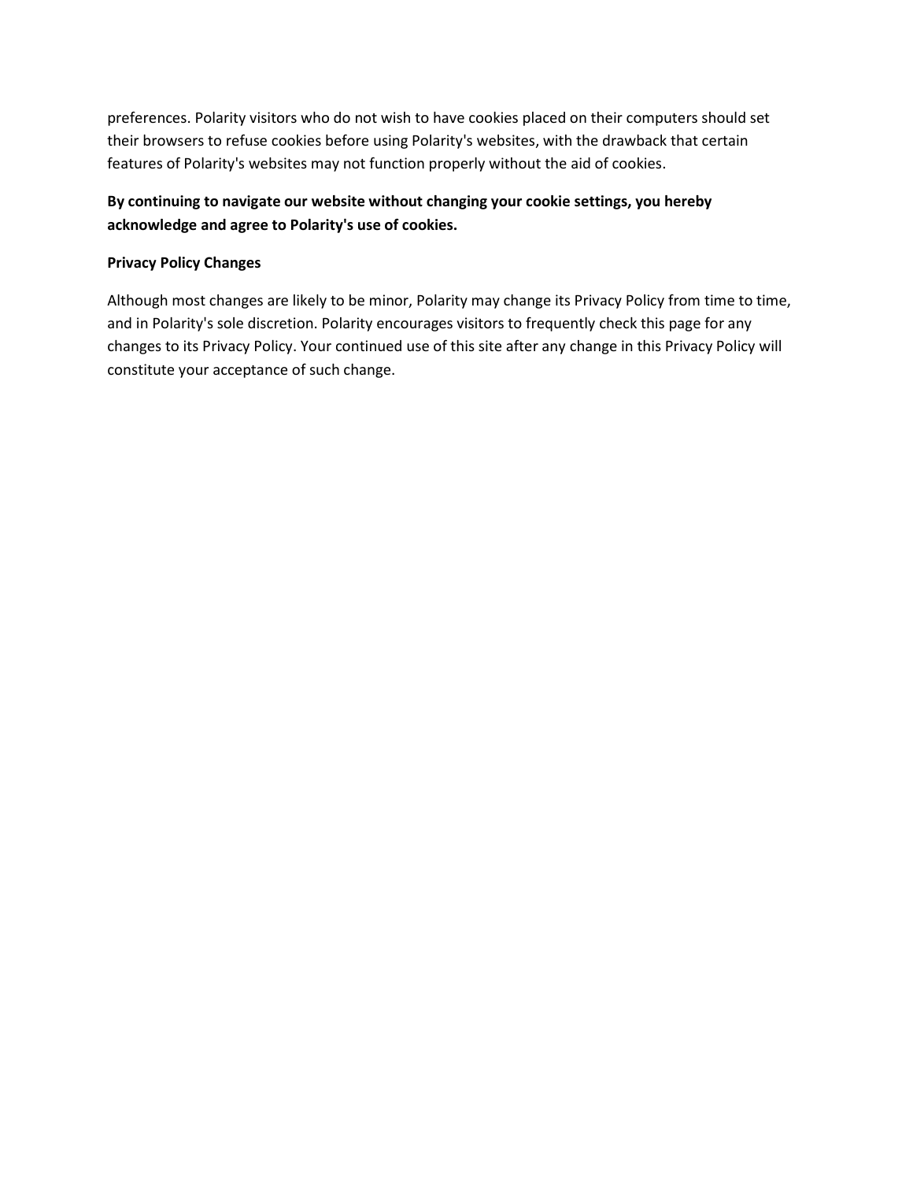preferences. Polarity visitors who do not wish to have cookies placed on their computers should set their browsers to refuse cookies before using Polarity's websites, with the drawback that certain features of Polarity's websites may not function properly without the aid of cookies.

**By continuing to navigate our website without changing your cookie settings, you hereby acknowledge and agree to Polarity's use of cookies.**

**Privacy Policy Changes**

Although most changes are likely to be minor, Polarity may change its Privacy Policy from time to time, and in Polarity's sole discretion. Polarity encourages visitors to frequently check this page for any changes to its Privacy Policy. Your continued use of this site after any change in this Privacy Policy will constitute your acceptance of such change.